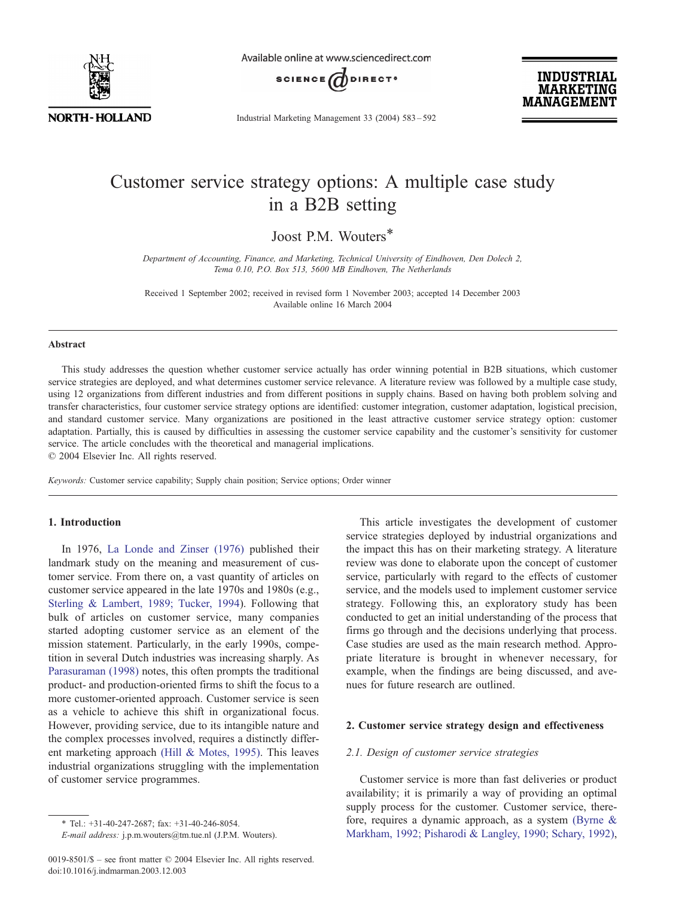# Customer service strategy options: A multiple case study in a B2B setting

Joost P.M. Wouters*

*Department of Accounting, Finance, and Marketing, Technical University of Eindhoven, Den Dolech 2, Tema 0.10, P.O. Box 513, 5600 MB Eindhoven, The Netherlands*

Received 1 September 2002; received in revised form 1 November 2003; accepted 14 December 2003

Available online 16 March 2004

## Abstract

This study addresses the question whether customer service actually has order winning potential in B2B situations, which customer service strategies are deployed, and what determines customer service relevance. A literature review was followed by a multiple case study, using 12 organizations from different industries and from different positions in supply chains. Based on having both problem solving and transfer characteristics, four customer service strategy options are identified: customer integration, customer adaptation, logistical precision, and standard customer service. Many organizations are positioned in the least attractive customer service strategy option: customer adaptation. Partially, this is caused by difficulties in assessing the customer service capability and the customer's sensitivity for customer service. The article concludes with the theoretical and managerial implications.

© 2004 Elsevier Inc. All rights reserved.

*Keywords:* Customer service capability; Supply chain position; Service options; Order winner

## 1. Introduction

In 1976, La Londe and Zinser (1976) published their landmark study on the meaning and measurement of customer service. From there on, a vast quantity of articles on customer service appeared in the late 1970s and 1980s (e.g., Sterling & Lambert, 1989; Tucker, 1994). Following that bulk of articles on customer service, many companies started adopting customer service as an element of the mission statement. Particularly, in the early 1990s, competition in several Dutch industries was increasing sharply. As Parasuraman (1998) notes, this often prompts the traditional product- and production-oriented firms to shift the focus to a more customer-oriented approach. Customer service is seen as a vehicle to achieve this shift in organizational focus. However, providing service, due to its intangible nature and the complex processes involved, requires a distinctly different marketing approach (Hill & Motes, 1995). This leaves industrial organizations struggling with the implementation of customer service programmes.

This article investigates the development of customer service strategies deployed by industrial organizations and the impact this has on their marketing strategy. A literature review was done to elaborate upon the concept of customer service, particularly with regard to the effects of customer service, and the models used to implement customer service strategy. Following this, an exploratory study has been conducted to get an initial understanding of the process that firms go through and the decisions underlying that process. Case studies are used as the main research method. Appropriate literature is brought in whenever necessary, for example, when the findings are being discussed, and avenues for future research are outlined.

## 2. Customer service strategy design and effectiveness

### 2.1. Design of customer service strategies

Customer service is more than fast deliveries or product availability; it is primarily a way of providing an optimal supply process for the customer. Customer service, therefore, requires a dynamic approach, as a system (Byrne & Markham, 1992; Pisharodi & Langley, 1990; Schary, 1992),

* Tel.: +31-40-247-2687; fax: +31-40-246-8054.
*E-mail address:* j.p.m.wouters@tm.tue.nl (J.P.M. Wouters).

0019-8501/$ – see front matter © 2004 Elsevier Inc. All rights reserved.
doi:10.1016/j.indmarman.2003.12.003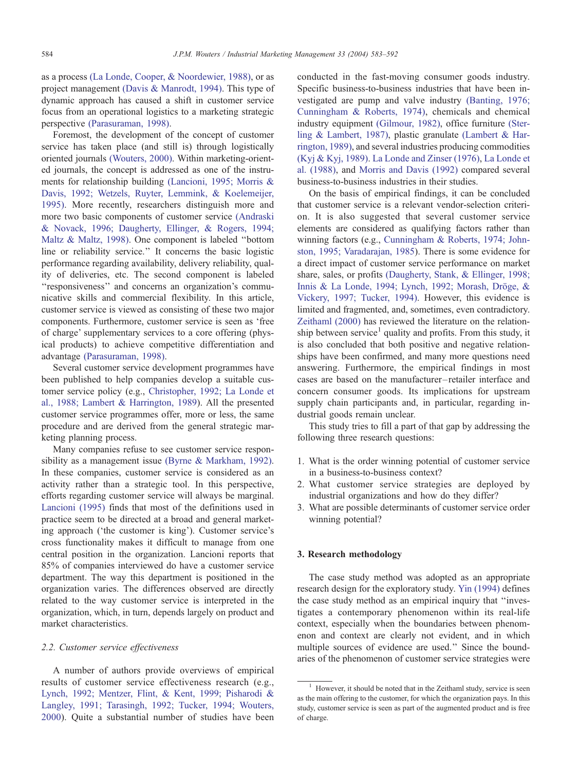as a process (La Londe, Cooper, & Noordewier, 1988), or as project management (Davis & Manrodt, 1994). This type of dynamic approach has caused a shift in customer service focus from an operational logistics to a marketing strategic perspective (Parasuraman, 1998).

Foremost, the development of the concept of customer service has taken place (and still is) through logistically oriented journals (Wouters, 2000). Within marketing-oriented journals, the concept is addressed as one of the instruments for relationship building (Lancioni, 1995; Morris & Davis, 1992; Wetzels, Ruyter, Lemmink, & Koelemeijer, 1995). More recently, researchers distinguish more and more two basic components of customer service (Andraski & Novack, 1996; Daugherty, Ellinger, & Rogers, 1994; Maltz & Maltz, 1998). One component is labeled "bottom line or reliability service." It concerns the basic logistic performance regarding availability, delivery reliability, quality of deliveries, etc. The second component is labeled "responsiveness" and concerns an organization's communicative skills and commercial flexibility. In this article, customer service is viewed as consisting of these two major components. Furthermore, customer service is seen as 'free of charge' supplementary services to a core offering (physical products) to achieve competitive differentiation and advantage (Parasuraman, 1998).

Several customer service development programmes have been published to help companies develop a suitable customer service policy (e.g., Christopher, 1992; La Londe et al., 1988; Lambert & Harrington, 1989). All the presented customer service programmes offer, more or less, the same procedure and are derived from the general strategic marketing planning process.

Many companies refuse to see customer service responsibility as a management issue (Byrne & Markham, 1992). In these companies, customer service is considered as an activity rather than a strategic tool. In this perspective, efforts regarding customer service will always be marginal. Lancioni (1995) finds that most of the definitions used in practice seem to be directed at a broad and general marketing approach ('the customer is king'). Customer service's cross functionality makes it difficult to manage from one central position in the organization. Lancioni reports that 85% of companies interviewed do have a customer service department. The way this department is positioned in the organization varies. The differences observed are directly related to the way customer service is interpreted in the organization, which, in turn, depends largely on product and market characteristics.

### 2.2. Customer service effectiveness

A number of authors provide overviews of empirical results of customer service effectiveness research (e.g., Lynch, 1992; Mentzer, Flint, & Kent, 1999; Pisharodi & Langley, 1991; Tarasingh, 1992; Tucker, 1994; Wouters, 2000). Quite a substantial number of studies have been conducted in the fast-moving consumer goods industry. Specific business-to-business industries that have been investigated are pump and valve industry (Banting, 1976; Cunningham & Roberts, 1974), chemicals and chemical industry equipment (Gilmour, 1982), office furniture (Sterling & Lambert, 1987), plastic granulate (Lambert & Harrington, 1989), and several industries producing commodities (Kyj & Kyj, 1989). La Londe and Zinser (1976), La Londe et al. (1988), and Morris and Davis (1992) compared several business-to-business industries in their studies.

On the basis of empirical findings, it can be concluded that customer service is a relevant vendor-selection criterion. It is also suggested that several customer service elements are considered as qualifying factors rather than winning factors (e.g., Cunningham & Roberts, 1974; Johnston, 1995; Varadarajan, 1985). There is some evidence for a direct impact of customer service performance on market share, sales, or profits (Daugherty, Stank, & Ellinger, 1998; Innis & La Londe, 1994; Lynch, 1992; Morash, Dröge, & Vickery, 1997; Tucker, 1994). However, this evidence is limited and fragmented, and, sometimes, even contradictory. Zeithaml (2000) has reviewed the literature on the relationship between service[1] quality and profits. From this study, it is also concluded that both positive and negative relationships have been confirmed, and many more questions need answering. Furthermore, the empirical findings in most cases are based on the manufacturer–retailer interface and concern consumer goods. Its implications for upstream supply chain participants and, in particular, regarding industrial goods remain unclear.

This study tries to fill a part of that gap by addressing the following three research questions:

1. What is the order winning potential of customer service in a business-to-business context?
2. What customer service strategies are deployed by industrial organizations and how do they differ?
3. What are possible determinants of customer service order winning potential?

## 3. Research methodology

The case study method was adopted as an appropriate research design for the exploratory study. Yin (1994) defines the case study method as an empirical inquiry that "investigates a contemporary phenomenon within its real-life context, especially when the boundaries between phenomenon and context are clearly not evident, and in which multiple sources of evidence are used." Since the boundaries of the phenomenon of customer service strategies were

[1] However, it should be noted that in the Zeithaml study, service is seen as the main offering to the customer, for which the organization pays. In this study, customer service is seen as part of the augmented product and is free of charge.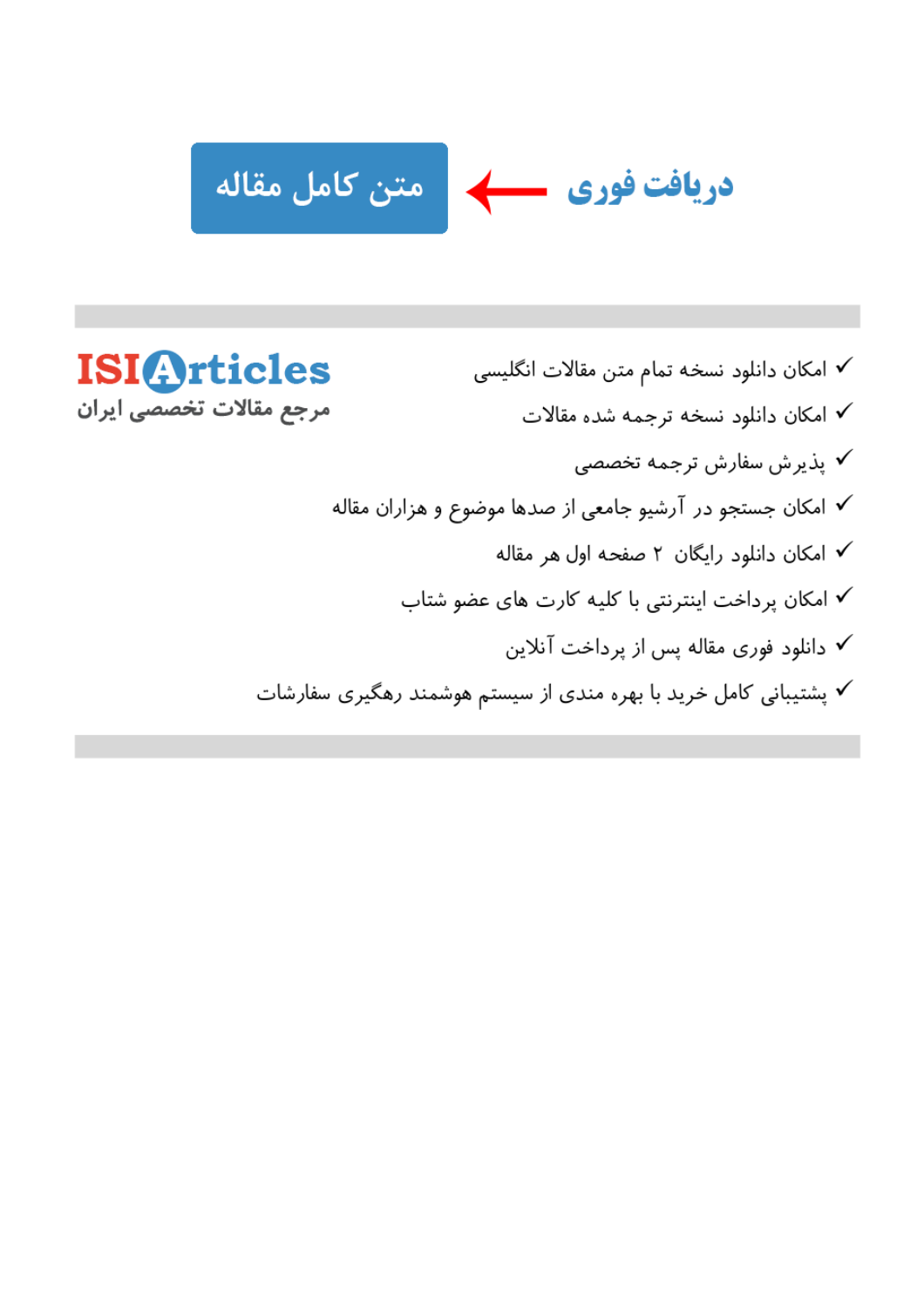دریافت فوری ← **متن کامل مقاله**

**ISIArticles**
مرجع مقالات تخصصی ایران

- ✓ امکان دانلود نسخه تمام متن مقالات انگلیسی
- ✓ امکان دانلود نسخه ترجمه شده مقالات
- ✓ پذیرش سفارش ترجمه تخصصی
- ✓ امکان جستجو در آرشیو جامعی از صدها موضوع و هزاران مقاله
- ✓ امکان دانلود رایگان ۲ صفحه اول هر مقاله
- ✓ امکان پرداخت اینترنتی با کلیه کارت های عضو شتاب
- ✓ دانلود فوری مقاله پس از پرداخت آنلاین
- ✓ پشتیبانی کامل خرید با بهره مندی از سیستم هوشمند رهگیری سفارشات